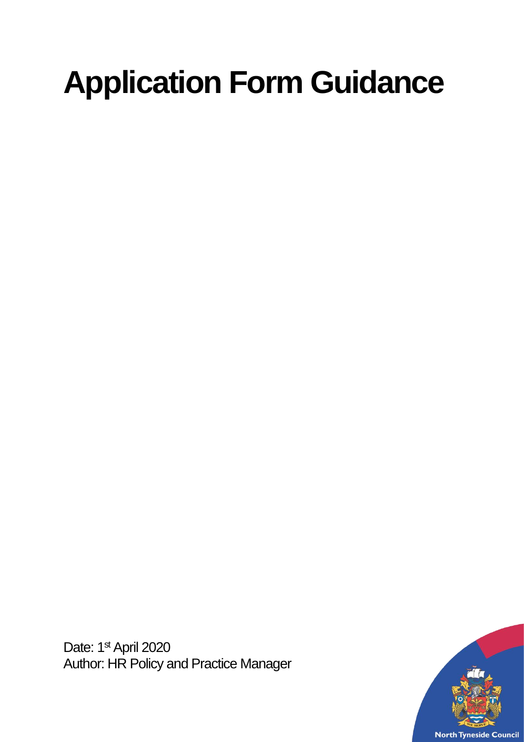# Application Form Guidance

Date: 1st April 2020
Author: HR Policy and Practice Manager

North Tyneside Council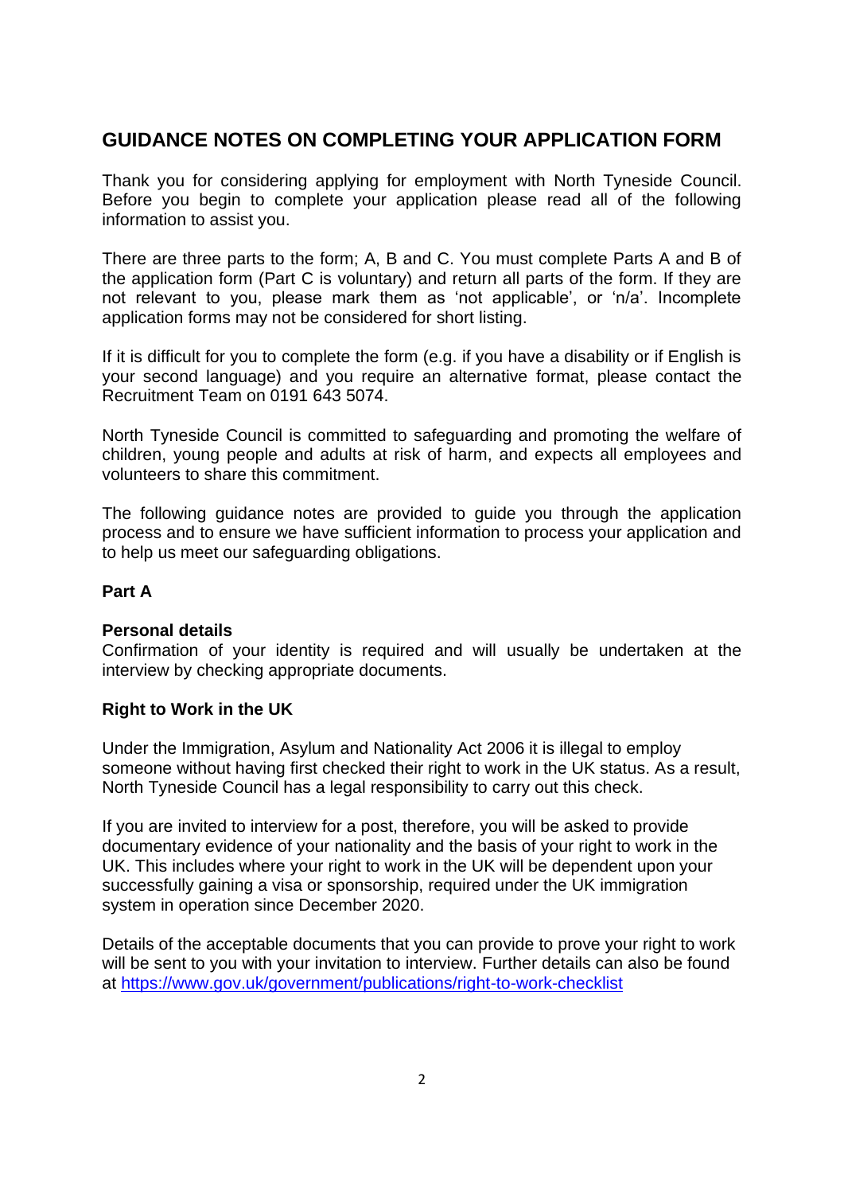# GUIDANCE NOTES ON COMPLETING YOUR APPLICATION FORM

Thank you for considering applying for employment with North Tyneside Council. Before you begin to complete your application please read all of the following information to assist you.

There are three parts to the form; A, B and C. You must complete Parts A and B of the application form (Part C is voluntary) and return all parts of the form. If they are not relevant to you, please mark them as 'not applicable', or 'n/a'. Incomplete application forms may not be considered for short listing.

If it is difficult for you to complete the form (e.g. if you have a disability or if English is your second language) and you require an alternative format, please contact the Recruitment Team on 0191 643 5074.

North Tyneside Council is committed to safeguarding and promoting the welfare of children, young people and adults at risk of harm, and expects all employees and volunteers to share this commitment.

The following guidance notes are provided to guide you through the application process and to ensure we have sufficient information to process your application and to help us meet our safeguarding obligations.

## Part A

### Personal details

Confirmation of your identity is required and will usually be undertaken at the interview by checking appropriate documents.

### Right to Work in the UK

Under the Immigration, Asylum and Nationality Act 2006 it is illegal to employ someone without having first checked their right to work in the UK status. As a result, North Tyneside Council has a legal responsibility to carry out this check.

If you are invited to interview for a post, therefore, you will be asked to provide documentary evidence of your nationality and the basis of your right to work in the UK. This includes where your right to work in the UK will be dependent upon your successfully gaining a visa or sponsorship, required under the UK immigration system in operation since December 2020.

Details of the acceptable documents that you can provide to prove your right to work will be sent to you with your invitation to interview. Further details can also be found at https://www.gov.uk/government/publications/right-to-work-checklist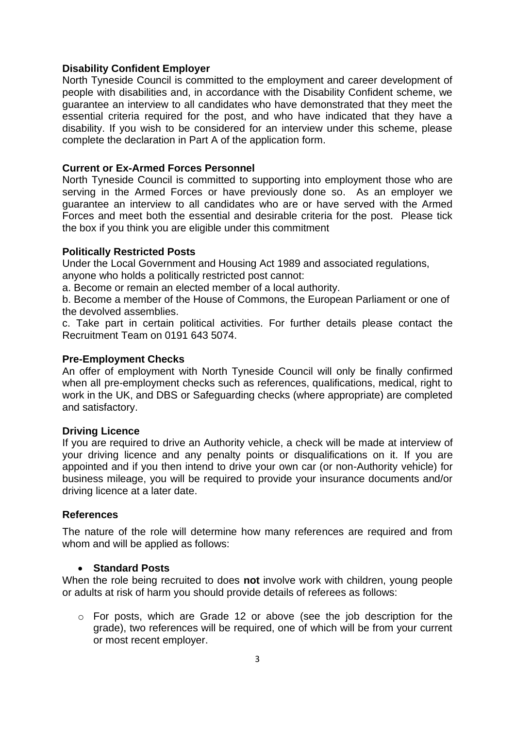**Disability Confident Employer**

North Tyneside Council is committed to the employment and career development of people with disabilities and, in accordance with the Disability Confident scheme, we guarantee an interview to all candidates who have demonstrated that they meet the essential criteria required for the post, and who have indicated that they have a disability. If you wish to be considered for an interview under this scheme, please complete the declaration in Part A of the application form.

**Current or Ex-Armed Forces Personnel**

North Tyneside Council is committed to supporting into employment those who are serving in the Armed Forces or have previously done so. As an employer we guarantee an interview to all candidates who are or have served with the Armed Forces and meet both the essential and desirable criteria for the post. Please tick the box if you think you are eligible under this commitment

**Politically Restricted Posts**

Under the Local Government and Housing Act 1989 and associated regulations, anyone who holds a politically restricted post cannot:

a. Become or remain an elected member of a local authority.

b. Become a member of the House of Commons, the European Parliament or one of the devolved assemblies.

c. Take part in certain political activities. For further details please contact the Recruitment Team on 0191 643 5074.

**Pre-Employment Checks**

An offer of employment with North Tyneside Council will only be finally confirmed when all pre-employment checks such as references, qualifications, medical, right to work in the UK, and DBS or Safeguarding checks (where appropriate) are completed and satisfactory.

**Driving Licence**

If you are required to drive an Authority vehicle, a check will be made at interview of your driving licence and any penalty points or disqualifications on it. If you are appointed and if you then intend to drive your own car (or non-Authority vehicle) for business mileage, you will be required to provide your insurance documents and/or driving licence at a later date.

**References**

The nature of the role will determine how many references are required and from whom and will be applied as follows:

- **Standard Posts**

When the role being recruited to does **not** involve work with children, young people or adults at risk of harm you should provide details of referees as follows:

- For posts, which are Grade 12 or above (see the job description for the grade), two references will be required, one of which will be from your current or most recent employer.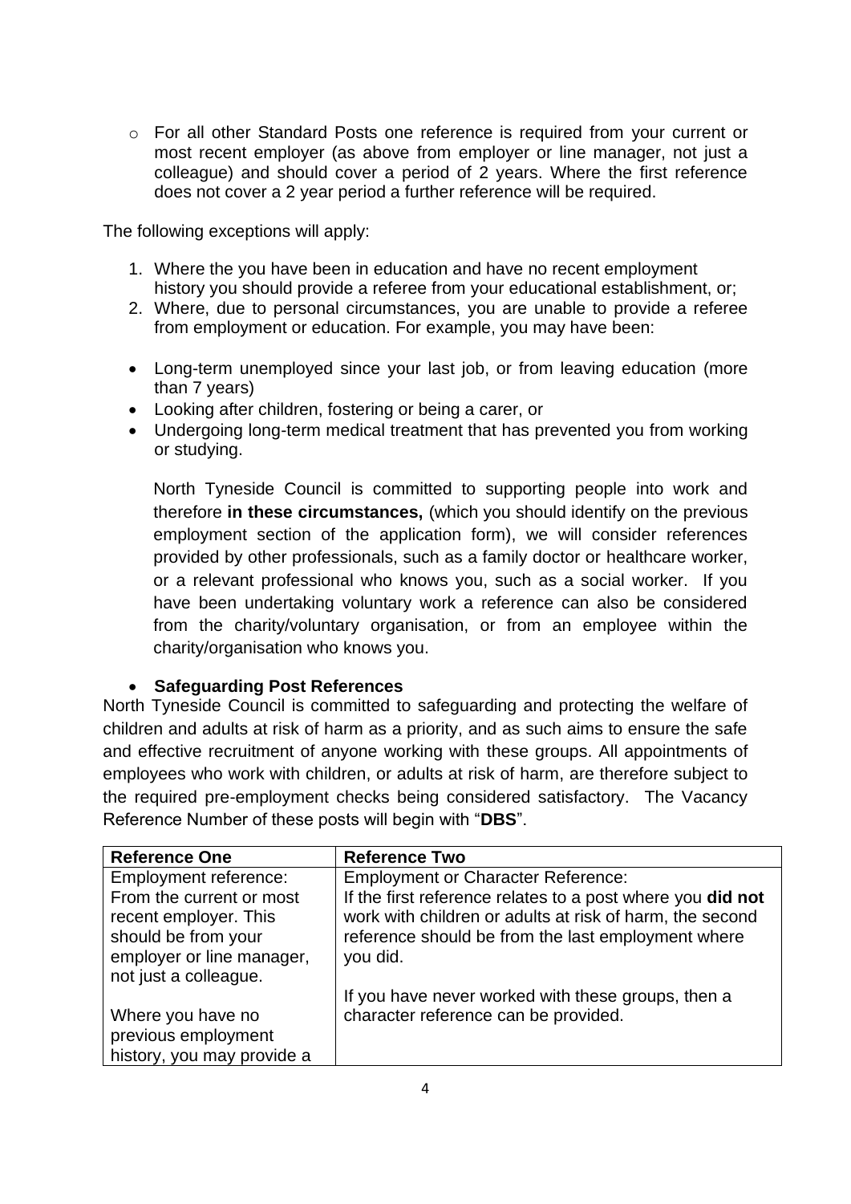- For all other Standard Posts one reference is required from your current or most recent employer (as above from employer or line manager, not just a colleague) and should cover a period of 2 years. Where the first reference does not cover a 2 year period a further reference will be required.

The following exceptions will apply:

1. Where the you have been in education and have no recent employment history you should provide a referee from your educational establishment, or;
2. Where, due to personal circumstances, you are unable to provide a referee from employment or education. For example, you may have been:

- Long-term unemployed since your last job, or from leaving education (more than 7 years)
- Looking after children, fostering or being a carer, or
- Undergoing long-term medical treatment that has prevented you from working or studying.

North Tyneside Council is committed to supporting people into work and therefore **in these circumstances,** (which you should identify on the previous employment section of the application form), we will consider references provided by other professionals, such as a family doctor or healthcare worker, or a relevant professional who knows you, such as a social worker. If you have been undertaking voluntary work a reference can also be considered from the charity/voluntary organisation, or from an employee within the charity/organisation who knows you.

- **Safeguarding Post References**

North Tyneside Council is committed to safeguarding and protecting the welfare of children and adults at risk of harm as a priority, and as such aims to ensure the safe and effective recruitment of anyone working with these groups. All appointments of employees who work with children, or adults at risk of harm, are therefore subject to the required pre-employment checks being considered satisfactory. The Vacancy Reference Number of these posts will begin with "**DBS**".

| **Reference One** | **Reference Two** |
|---|---|
| Employment reference: From the current or most recent employer. This should be from your employer or line manager, not just a colleague.<br><br>Where you have no previous employment history, you may provide a | Employment or Character Reference: If the first reference relates to a post where you **did not** work with children or adults at risk of harm, the second reference should be from the last employment where you did.<br><br>If you have never worked with these groups, then a character reference can be provided. |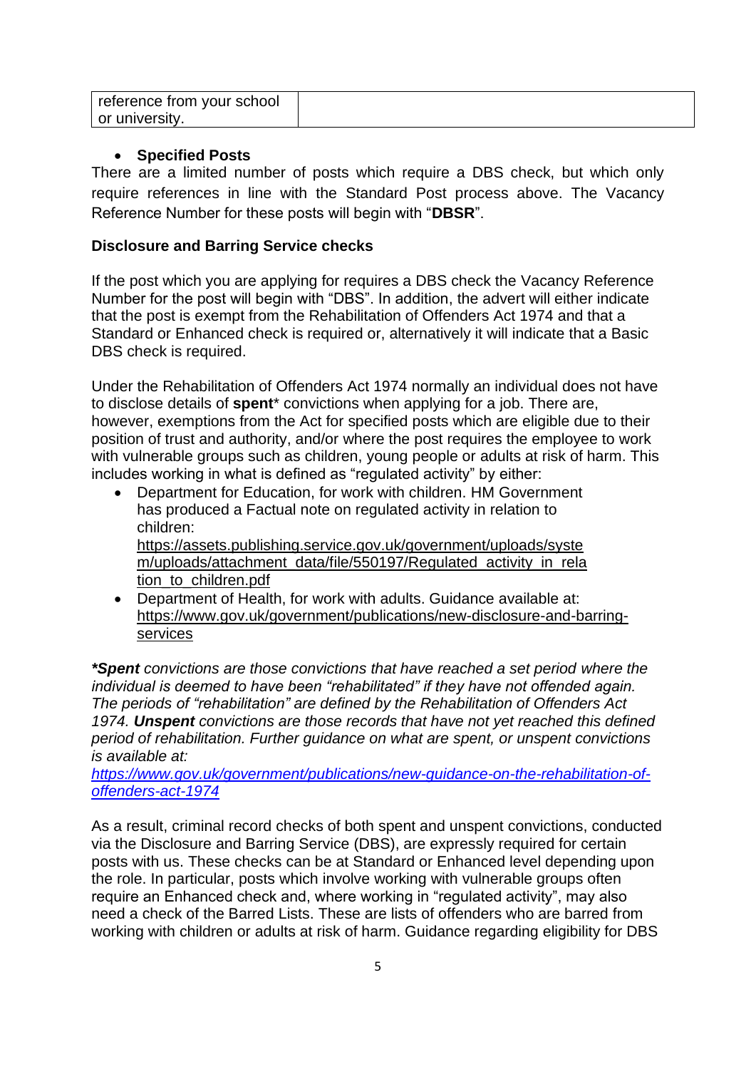| reference from your school or university. | |
|---|---|

- **Specified Posts**

There are a limited number of posts which require a DBS check, but which only require references in line with the Standard Post process above. The Vacancy Reference Number for these posts will begin with "**DBSR**".

**Disclosure and Barring Service checks**

If the post which you are applying for requires a DBS check the Vacancy Reference Number for the post will begin with "DBS". In addition, the advert will either indicate that the post is exempt from the Rehabilitation of Offenders Act 1974 and that a Standard or Enhanced check is required or, alternatively it will indicate that a Basic DBS check is required.

Under the Rehabilitation of Offenders Act 1974 normally an individual does not have to disclose details of **spent*** convictions when applying for a job. There are, however, exemptions from the Act for specified posts which are eligible due to their position of trust and authority, and/or where the post requires the employee to work with vulnerable groups such as children, young people or adults at risk of harm. This includes working in what is defined as "regulated activity" by either:

- Department for Education, for work with children. HM Government has produced a Factual note on regulated activity in relation to children: https://assets.publishing.service.gov.uk/government/uploads/system/uploads/attachment_data/file/550197/Regulated_activity_in_relation_to_children.pdf
- Department of Health, for work with adults. Guidance available at: https://www.gov.uk/government/publications/new-disclosure-and-barring-services

***Spent** convictions are those convictions that have reached a set period where the individual is deemed to have been "rehabilitated" if they have not offended again. The periods of "rehabilitation" are defined by the Rehabilitation of Offenders Act 1974. **Unspent** convictions are those records that have not yet reached this defined period of rehabilitation. Further guidance on what are spent, or unspent convictions is available at:*
*https://www.gov.uk/government/publications/new-guidance-on-the-rehabilitation-of-offenders-act-1974*

As a result, criminal record checks of both spent and unspent convictions, conducted via the Disclosure and Barring Service (DBS), are expressly required for certain posts with us. These checks can be at Standard or Enhanced level depending upon the role. In particular, posts which involve working with vulnerable groups often require an Enhanced check and, where working in "regulated activity", may also need a check of the Barred Lists. These are lists of offenders who are barred from working with children or adults at risk of harm. Guidance regarding eligibility for DBS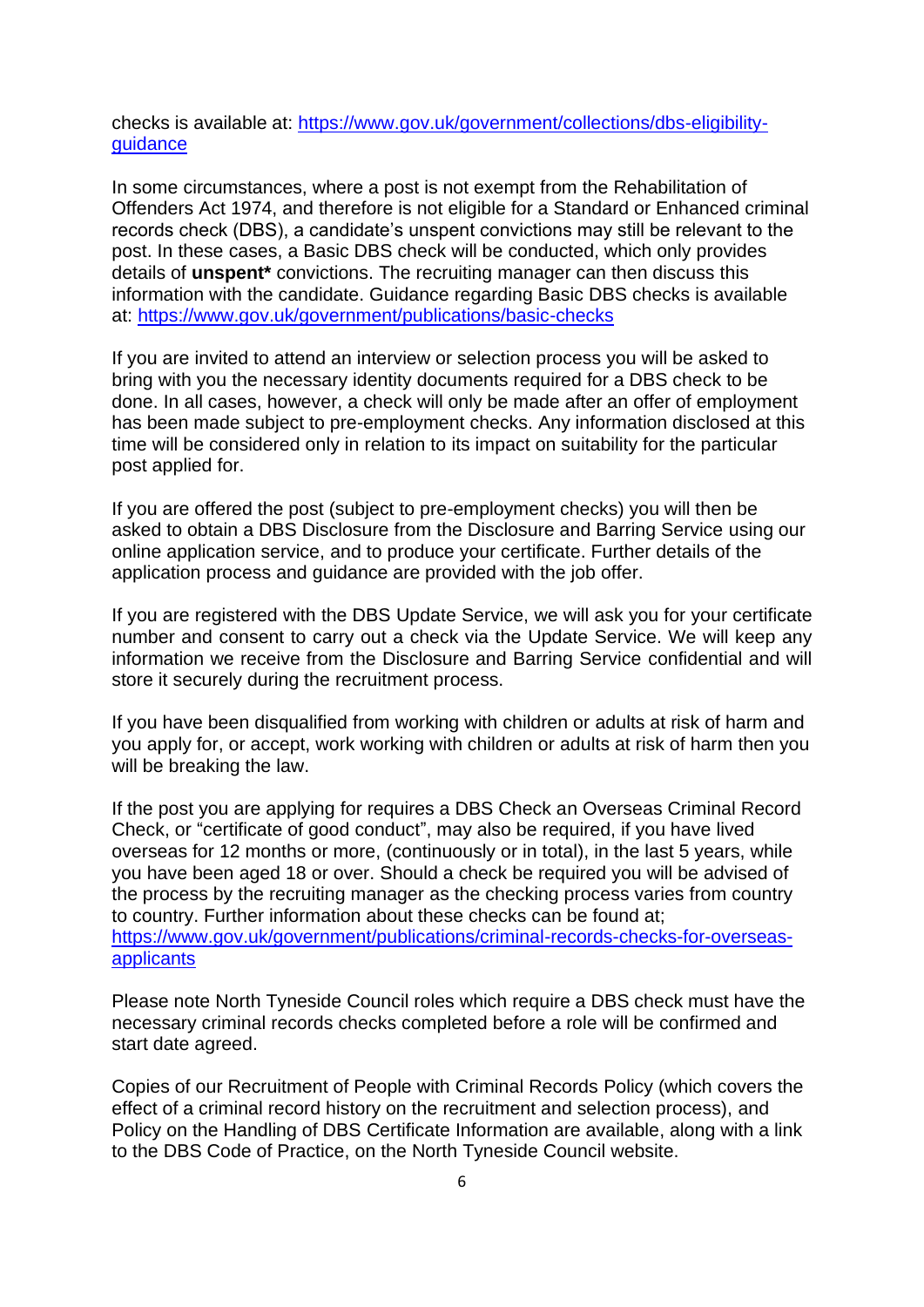checks is available at: [https://www.gov.uk/government/collections/dbs-eligibility-guidance](https://www.gov.uk/government/collections/dbs-eligibility-guidance)

In some circumstances, where a post is not exempt from the Rehabilitation of Offenders Act 1974, and therefore is not eligible for a Standard or Enhanced criminal records check (DBS), a candidate's unspent convictions may still be relevant to the post. In these cases, a Basic DBS check will be conducted, which only provides details of **unspent*** convictions. The recruiting manager can then discuss this information with the candidate. Guidance regarding Basic DBS checks is available at: [https://www.gov.uk/government/publications/basic-checks](https://www.gov.uk/government/publications/basic-checks)

If you are invited to attend an interview or selection process you will be asked to bring with you the necessary identity documents required for a DBS check to be done. In all cases, however, a check will only be made after an offer of employment has been made subject to pre-employment checks. Any information disclosed at this time will be considered only in relation to its impact on suitability for the particular post applied for.

If you are offered the post (subject to pre-employment checks) you will then be asked to obtain a DBS Disclosure from the Disclosure and Barring Service using our online application service, and to produce your certificate. Further details of the application process and guidance are provided with the job offer.

If you are registered with the DBS Update Service, we will ask you for your certificate number and consent to carry out a check via the Update Service. We will keep any information we receive from the Disclosure and Barring Service confidential and will store it securely during the recruitment process.

If you have been disqualified from working with children or adults at risk of harm and you apply for, or accept, work working with children or adults at risk of harm then you will be breaking the law.

If the post you are applying for requires a DBS Check an Overseas Criminal Record Check, or "certificate of good conduct", may also be required, if you have lived overseas for 12 months or more, (continuously or in total), in the last 5 years, while you have been aged 18 or over. Should a check be required you will be advised of the process by the recruiting manager as the checking process varies from country to country. Further information about these checks can be found at; [https://www.gov.uk/government/publications/criminal-records-checks-for-overseas-applicants](https://www.gov.uk/government/publications/criminal-records-checks-for-overseas-applicants)

Please note North Tyneside Council roles which require a DBS check must have the necessary criminal records checks completed before a role will be confirmed and start date agreed.

Copies of our Recruitment of People with Criminal Records Policy (which covers the effect of a criminal record history on the recruitment and selection process), and Policy on the Handling of DBS Certificate Information are available, along with a link to the DBS Code of Practice, on the North Tyneside Council website.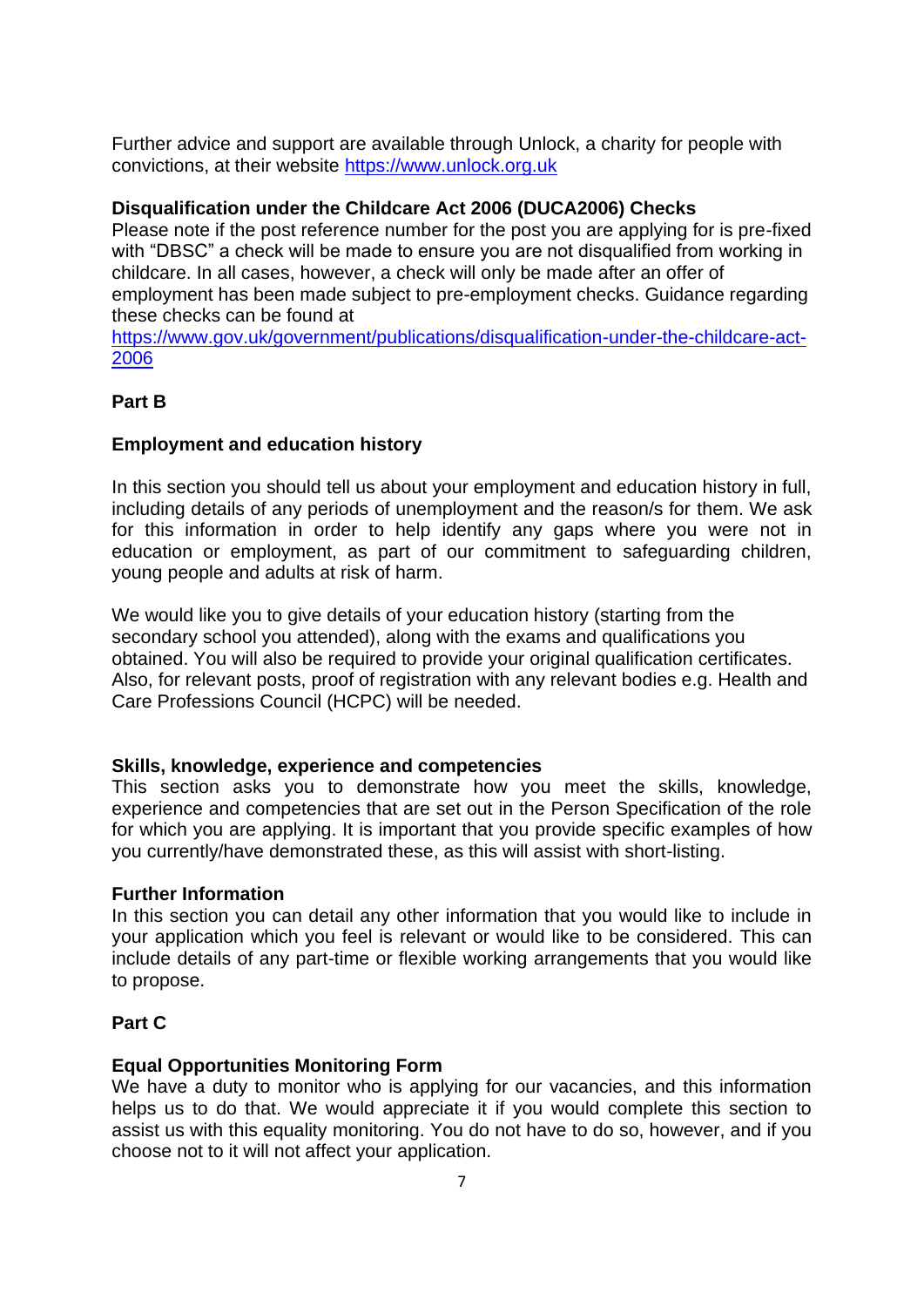Further advice and support are available through Unlock, a charity for people with convictions, at their website https://www.unlock.org.uk

**Disqualification under the Childcare Act 2006 (DUCA2006) Checks**

Please note if the post reference number for the post you are applying for is pre-fixed with "DBSC" a check will be made to ensure you are not disqualified from working in childcare. In all cases, however, a check will only be made after an offer of employment has been made subject to pre-employment checks. Guidance regarding these checks can be found at https://www.gov.uk/government/publications/disqualification-under-the-childcare-act-2006

## Part B

### Employment and education history

In this section you should tell us about your employment and education history in full, including details of any periods of unemployment and the reason/s for them. We ask for this information in order to help identify any gaps where you were not in education or employment, as part of our commitment to safeguarding children, young people and adults at risk of harm.

We would like you to give details of your education history (starting from the secondary school you attended), along with the exams and qualifications you obtained. You will also be required to provide your original qualification certificates. Also, for relevant posts, proof of registration with any relevant bodies e.g. Health and Care Professions Council (HCPC) will be needed.

### Skills, knowledge, experience and competencies

This section asks you to demonstrate how you meet the skills, knowledge, experience and competencies that are set out in the Person Specification of the role for which you are applying. It is important that you provide specific examples of how you currently/have demonstrated these, as this will assist with short-listing.

### Further Information

In this section you can detail any other information that you would like to include in your application which you feel is relevant or would like to be considered. This can include details of any part-time or flexible working arrangements that you would like to propose.

## Part C

### Equal Opportunities Monitoring Form

We have a duty to monitor who is applying for our vacancies, and this information helps us to do that. We would appreciate it if you would complete this section to assist us with this equality monitoring. You do not have to do so, however, and if you choose not to it will not affect your application.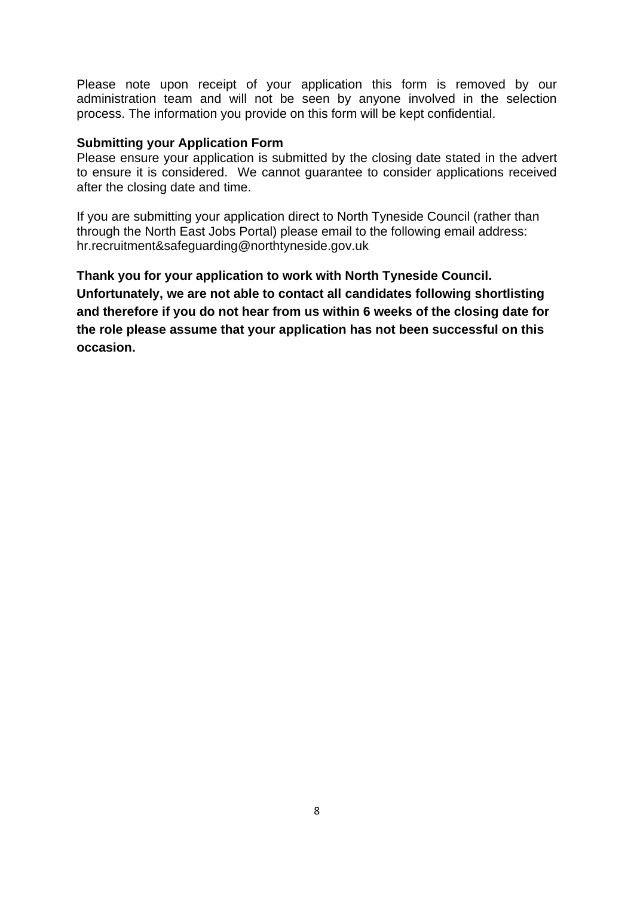Please note upon receipt of your application this form is removed by our administration team and will not be seen by anyone involved in the selection process. The information you provide on this form will be kept confidential.

**Submitting your Application Form**

Please ensure your application is submitted by the closing date stated in the advert to ensure it is considered. We cannot guarantee to consider applications received after the closing date and time.

If you are submitting your application direct to North Tyneside Council (rather than through the North East Jobs Portal) please email to the following email address: hr.recruitment&safeguarding@northtyneside.gov.uk

**Thank you for your application to work with North Tyneside Council. Unfortunately, we are not able to contact all candidates following shortlisting and therefore if you do not hear from us within 6 weeks of the closing date for the role please assume that your application has not been successful on this occasion.**